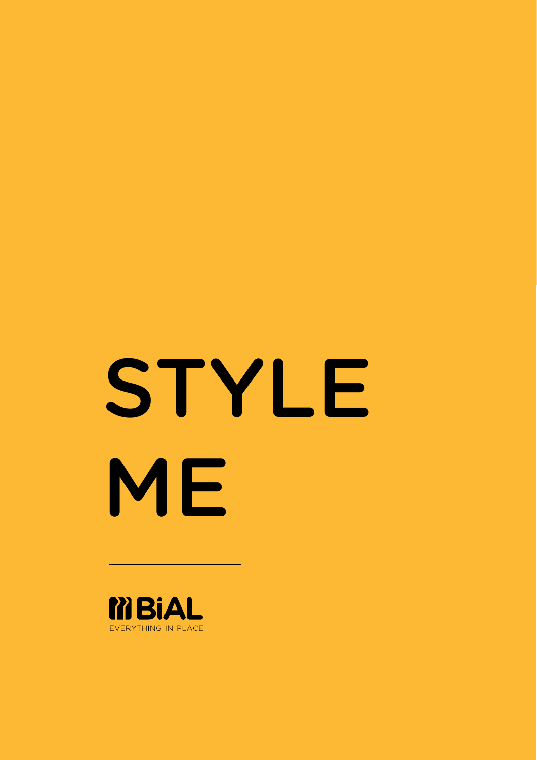# STYLE ME

BiAL

EVERYTHING IN PLACE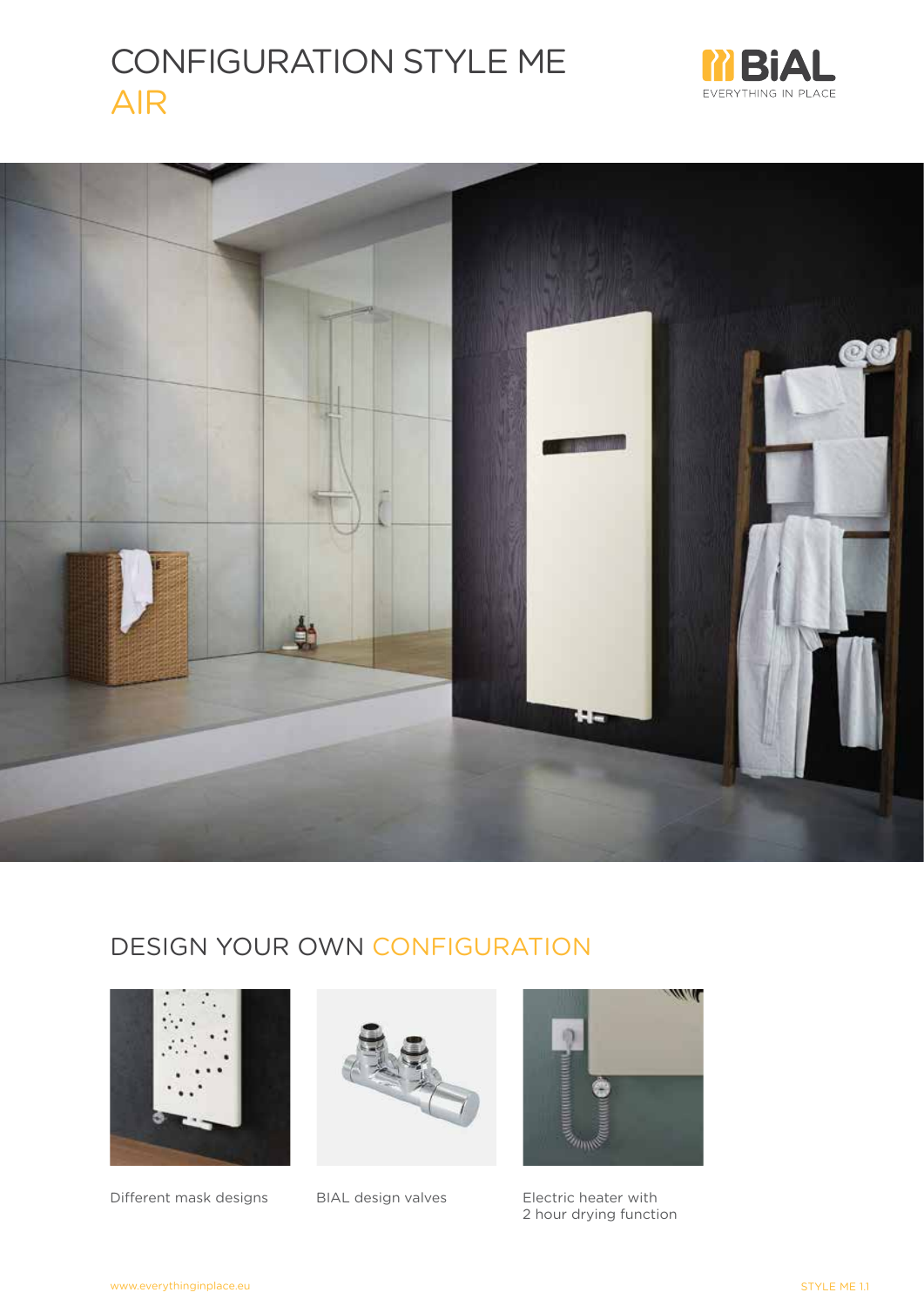# CONFIGURATION STYLE ME AIR

BiAL EVERYTHING IN PLACE

## DESIGN YOUR OWN CONFIGURATION

Different mask designs

BIAL design valves

Electric heater with 2 hour drying function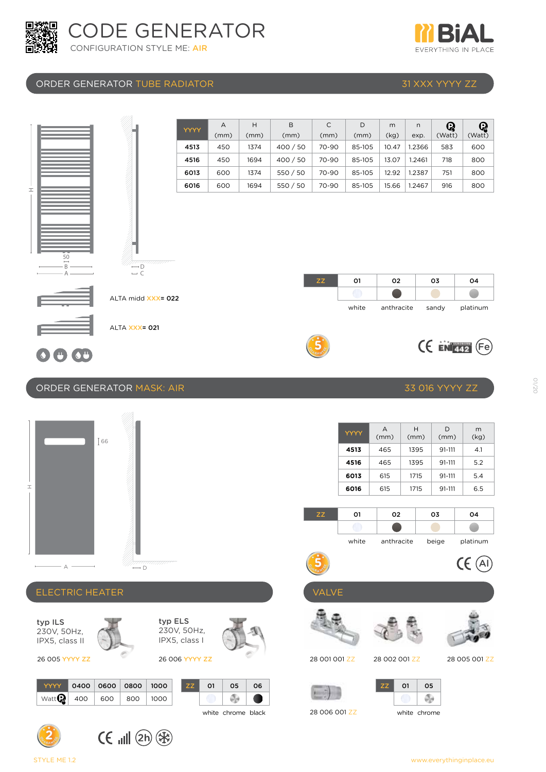# CODE GENERATOR

CONFIGURATION STYLE ME: AIR

BiAL — EVERYTHING IN PLACE

## ORDER GENERATOR TUBE RADIATOR — 31 XXX YYYY ZZ

| YYYY | A (mm) | H (mm) | B (mm) | C (mm) | D (mm) | m (kg) | n exp. | (Watt) | (Watt) |
|---|---|---|---|---|---|---|---|---|---|
| 4513 | 450 | 1374 | 400 / 50 | 70-90 | 85-105 | 10.47 | 1.2366 | 583 | 600 |
| 4516 | 450 | 1694 | 400 / 50 | 70-90 | 85-105 | 13.07 | 1.2461 | 718 | 800 |
| 6013 | 600 | 1374 | 550 / 50 | 70-90 | 85-105 | 12.92 | 1.2387 | 751 | 800 |
| 6016 | 600 | 1694 | 550 / 50 | 70-90 | 85-105 | 15.66 | 1.2467 | 916 | 800 |

ALTA midd XXX= 022

ALTA XXX= 021

| ZZ | 01 | 02 | 03 | 04 |
|---|---|---|---|---|
| | white | anthracite | sandy | platinum |

## ORDER GENERATOR MASK: AIR — 33 016 YYYY ZZ

| YYYY | A (mm) | H (mm) | D (mm) | m (kg) |
|---|---|---|---|---|
| 4513 | 465 | 1395 | 91-111 | 4.1 |
| 4516 | 465 | 1395 | 91-111 | 5.2 |
| 6013 | 615 | 1715 | 91-111 | 5.4 |
| 6016 | 615 | 1715 | 91-111 | 6.5 |

| ZZ | 01 | 02 | 03 | 04 |
|---|---|---|---|---|
| | white | anthracite | beige | platinum |

## ELECTRIC HEATER

**typ ILS**
230V, 50Hz,
IPX5, class II

26 005 YYYY ZZ

**typ ELS**
230V, 50Hz,
IPX5, class I

26 006 YYYY ZZ

| YYYY | 0400 | 0600 | 0800 | 1000 |
|---|---|---|---|---|
| Watt | 400 | 600 | 800 | 1000 |

| ZZ | 01 | 05 | 06 |
|---|---|---|---|
| | white | chrome | black |

## VALVE

28 001 001 ZZ

28 002 001 ZZ

28 005 001 ZZ

28 006 001 ZZ

| ZZ | 01 | 05 |
|---|---|---|
| | white | chrome |

STYLE ME 1.2

www.everythinginplace.eu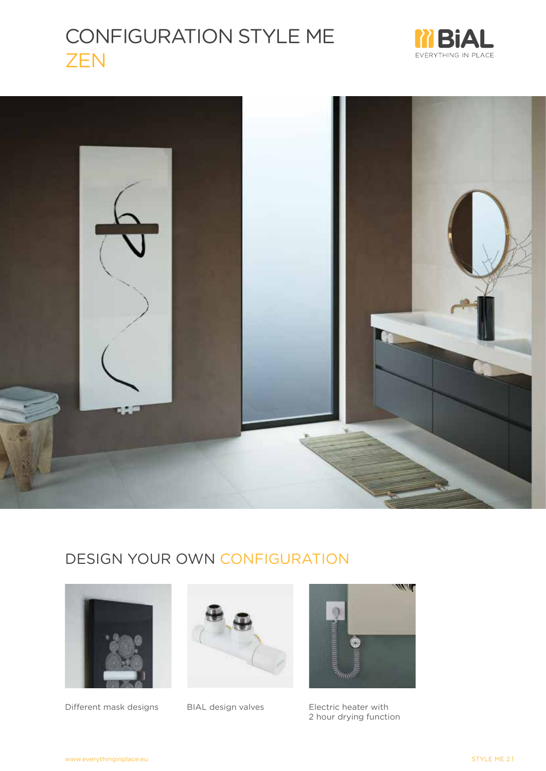# CONFIGURATION STYLE ME ZEN

BIAL
EVERYTHING IN PLACE

## DESIGN YOUR OWN CONFIGURATION

Different mask designs

BIAL design valves

Electric heater with
2 hour drying function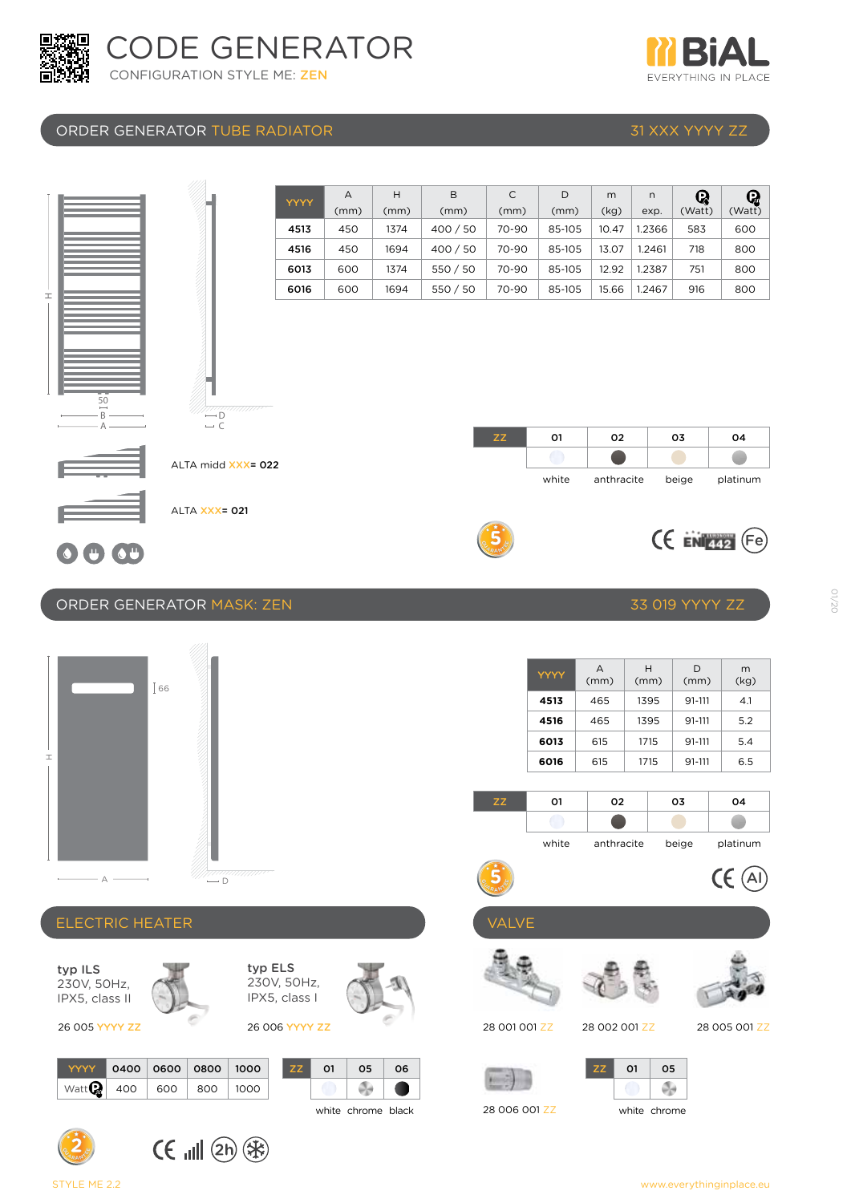# CODE GENERATOR

CONFIGURATION STYLE ME: ZEN

BiAL — EVERYTHING IN PLACE

## ORDER GENERATOR TUBE RADIATOR — 31 XXX YYYY ZZ

| YYYY | A (mm) | H (mm) | B (mm) | C (mm) | D (mm) | m (kg) | n exp. | (Watt) | (Watt) |
|---|---|---|---|---|---|---|---|---|---|
| 4513 | 450 | 1374 | 400 / 50 | 70-90 | 85-105 | 10.47 | 1.2366 | 583 | 600 |
| 4516 | 450 | 1694 | 400 / 50 | 70-90 | 85-105 | 13.07 | 1.2461 | 718 | 800 |
| 6013 | 600 | 1374 | 550 / 50 | 70-90 | 85-105 | 12.92 | 1.2387 | 751 | 800 |
| 6016 | 600 | 1694 | 550 / 50 | 70-90 | 85-105 | 15.66 | 1.2467 | 916 | 800 |

ALTA midd XXX= 022

ALTA XXX= 021

| ZZ | 01 | 02 | 03 | 04 |
|---|---|---|---|---|
| | white | anthracite | beige | platinum |

## ORDER GENERATOR MASK: ZEN — 33 019 YYYY ZZ

| YYYY | A (mm) | H (mm) | D (mm) | m (kg) |
|---|---|---|---|---|
| 4513 | 465 | 1395 | 91-111 | 4.1 |
| 4516 | 465 | 1395 | 91-111 | 5.2 |
| 6013 | 615 | 1715 | 91-111 | 5.4 |
| 6016 | 615 | 1715 | 91-111 | 6.5 |

| ZZ | 01 | 02 | 03 | 04 |
|---|---|---|---|---|
| | white | anthracite | beige | platinum |

## ELECTRIC HEATER

**typ ILS**
230V, 50Hz,
IPX5, class II

26 005 YYYY ZZ

**typ ELS**
230V, 50Hz,
IPX5, class I

26 006 YYYY ZZ

| YYYY | 0400 | 0600 | 0800 | 1000 |
|---|---|---|---|---|
| Watt | 400 | 600 | 800 | 1000 |

| ZZ | 01 | 05 | 06 |
|---|---|---|---|
| | white | chrome | black |

## VALVE

28 001 001 ZZ

28 002 001 ZZ

28 005 001 ZZ

28 006 001 ZZ

| ZZ | 01 | 05 |
|---|---|---|
| | white | chrome |

STYLE ME 2.2

www.everythinginplace.eu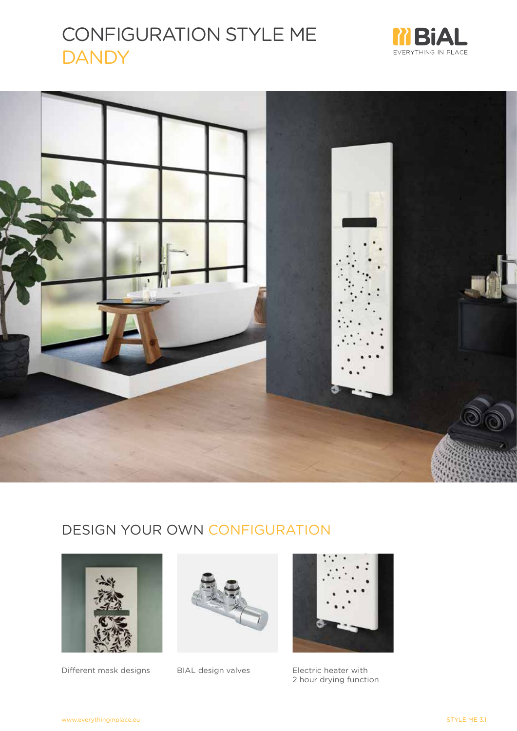# CONFIGURATION STYLE ME DANDY

## DESIGN YOUR OWN CONFIGURATION

Different mask designs

BIAL design valves

Electric heater with 2 hour drying function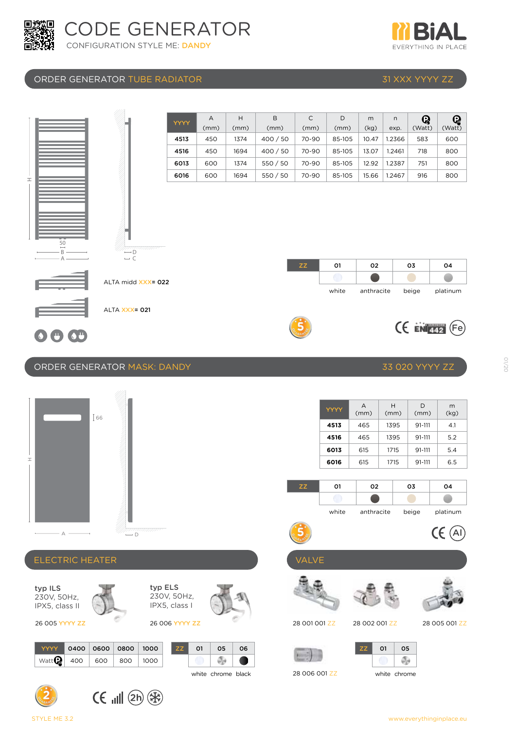# CODE GENERATOR

CONFIGURATION STYLE ME: DANDY

BiAL — EVERYTHING IN PLACE

## ORDER GENERATOR TUBE RADIATOR — 31 XXX YYYY ZZ

| YYYY | A (mm) | H (mm) | B (mm) | C (mm) | D (mm) | m (kg) | n exp. | (Watt) | (Watt) |
|---|---|---|---|---|---|---|---|---|---|
| 4513 | 450 | 1374 | 400 / 50 | 70-90 | 85-105 | 10.47 | 1.2366 | 583 | 600 |
| 4516 | 450 | 1694 | 400 / 50 | 70-90 | 85-105 | 13.07 | 1.2461 | 718 | 800 |
| 6013 | 600 | 1374 | 550 / 50 | 70-90 | 85-105 | 12.92 | 1.2387 | 751 | 800 |
| 6016 | 600 | 1694 | 550 / 50 | 70-90 | 85-105 | 15.66 | 1.2467 | 916 | 800 |

ALTA midd XXX= 022

ALTA XXX= 021

| ZZ | 01 | 02 | 03 | 04 |
|---|---|---|---|---|
| | white | anthracite | beige | platinum |

## ORDER GENERATOR MASK: DANDY — 33 020 YYYY ZZ

| YYYY | A (mm) | H (mm) | D (mm) | m (kg) |
|---|---|---|---|---|
| 4513 | 465 | 1395 | 91-111 | 4.1 |
| 4516 | 465 | 1395 | 91-111 | 5.2 |
| 6013 | 615 | 1715 | 91-111 | 5.4 |
| 6016 | 615 | 1715 | 91-111 | 6.5 |

| ZZ | 01 | 02 | 03 | 04 |
|---|---|---|---|---|
| | white | anthracite | beige | platinum |

## ELECTRIC HEATER

**typ ILS**
230V, 50Hz,
IPX5, class II

26 005 YYYY ZZ

**typ ELS**
230V, 50Hz,
IPX5, class I

26 006 YYYY ZZ

| YYYY | 0400 | 0600 | 0800 | 1000 |
|---|---|---|---|---|
| Watt | 400 | 600 | 800 | 1000 |

| ZZ | 01 | 05 | 06 |
|---|---|---|---|
| | white | chrome | black |

## VALVE

28 001 001 ZZ

28 002 001 ZZ

28 005 001 ZZ

28 006 001 ZZ

| ZZ | 01 | 05 |
|---|---|---|
| | white | chrome |

STYLE ME 3.2

www.everythinginplace.eu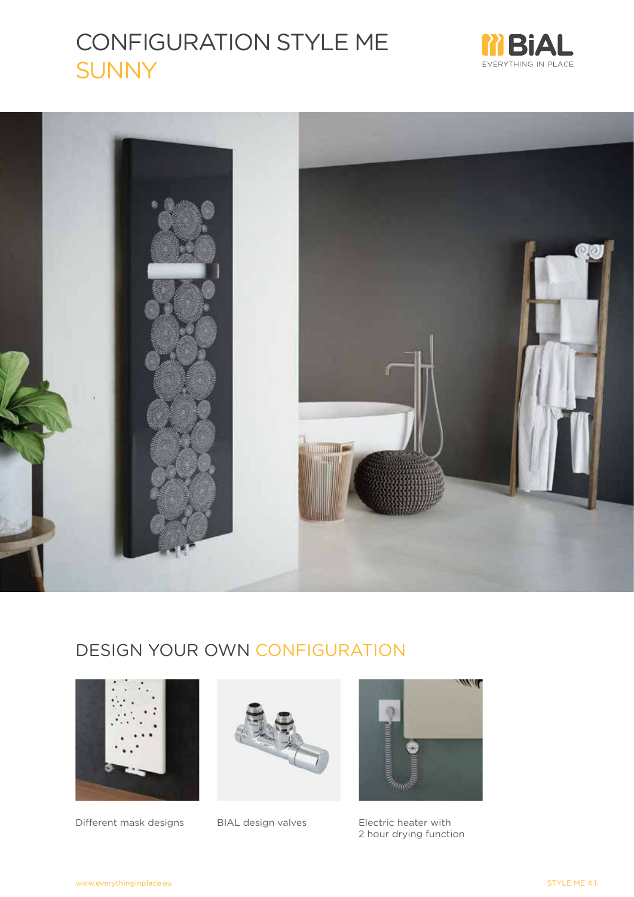# CONFIGURATION STYLE ME SUNNY

BiAL
EVERYTHING IN PLACE

## DESIGN YOUR OWN CONFIGURATION

Different mask designs

BIAL design valves

Electric heater with 2 hour drying function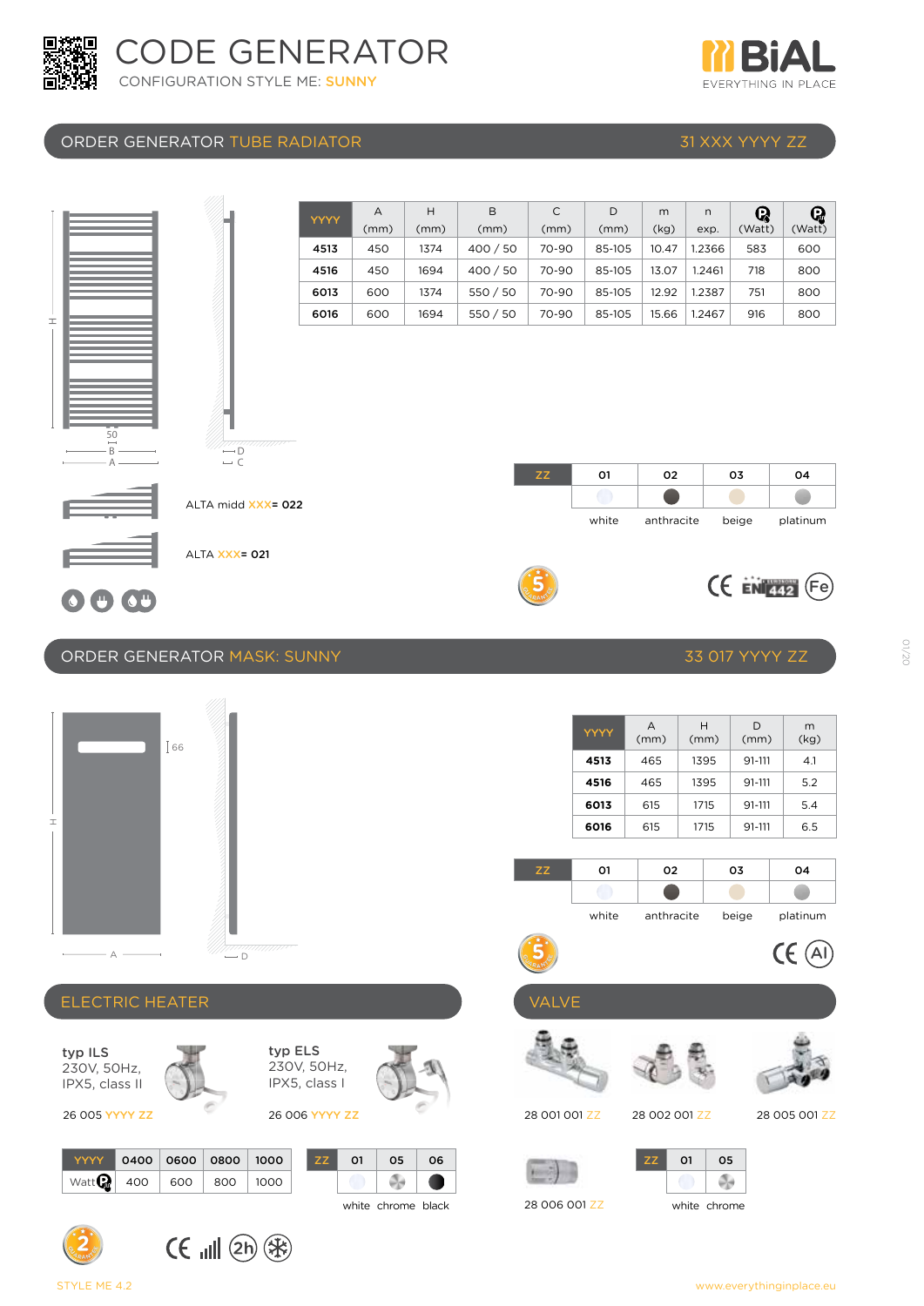# CODE GENERATOR

CONFIGURATION STYLE ME: SUNNY

BiAL — EVERYTHING IN PLACE

## ORDER GENERATOR TUBE RADIATOR — 31 XXX YYYY ZZ

| YYYY | A (mm) | H (mm) | B (mm) | C (mm) | D (mm) | m (kg) | n exp. | (Watt) | (Watt) |
|---|---|---|---|---|---|---|---|---|---|
| 4513 | 450 | 1374 | 400 / 50 | 70-90 | 85-105 | 10.47 | 1.2366 | 583 | 600 |
| 4516 | 450 | 1694 | 400 / 50 | 70-90 | 85-105 | 13.07 | 1.2461 | 718 | 800 |
| 6013 | 600 | 1374 | 550 / 50 | 70-90 | 85-105 | 12.92 | 1.2387 | 751 | 800 |
| 6016 | 600 | 1694 | 550 / 50 | 70-90 | 85-105 | 15.66 | 1.2467 | 916 | 800 |

H, 50, B, A, D, C

ALTA midd XXX= 022

ALTA XXX= 021

| ZZ | 01 | 02 | 03 | 04 |
|---|---|---|---|---|
| | white | anthracite | beige | platinum |

5 GARANTIE

CE EN 442 Fe

## ORDER GENERATOR MASK: SUNNY — 33 017 YYYY ZZ

66, H, A, D

| YYYY | A (mm) | H (mm) | D (mm) | m (kg) |
|---|---|---|---|---|
| 4513 | 465 | 1395 | 91-111 | 4.1 |
| 4516 | 465 | 1395 | 91-111 | 5.2 |
| 6013 | 615 | 1715 | 91-111 | 5.4 |
| 6016 | 615 | 1715 | 91-111 | 6.5 |

| ZZ | 01 | 02 | 03 | 04 |
|---|---|---|---|---|
| | white | anthracite | beige | platinum |

5 GARANTIE

CE Al

## ELECTRIC HEATER

**typ ILS**
230V, 50Hz,
IPX5, class II

26 005 YYYY ZZ

**typ ELS**
230V, 50Hz,
IPX5, class I

26 006 YYYY ZZ

| YYYY | 0400 | 0600 | 0800 | 1000 |
|---|---|---|---|---|
| Watt | 400 | 600 | 800 | 1000 |

| ZZ | 01 | 05 | 06 |
|---|---|---|---|
| | white | chrome | black |

2 GARANTIE

CE 2h

## VALVE

28 001 001 ZZ

28 002 001 ZZ

28 005 001 ZZ

28 006 001 ZZ

| ZZ | 01 | 05 |
|---|---|---|
| | white | chrome |

STYLE ME 4.2

www.everythinginplace.eu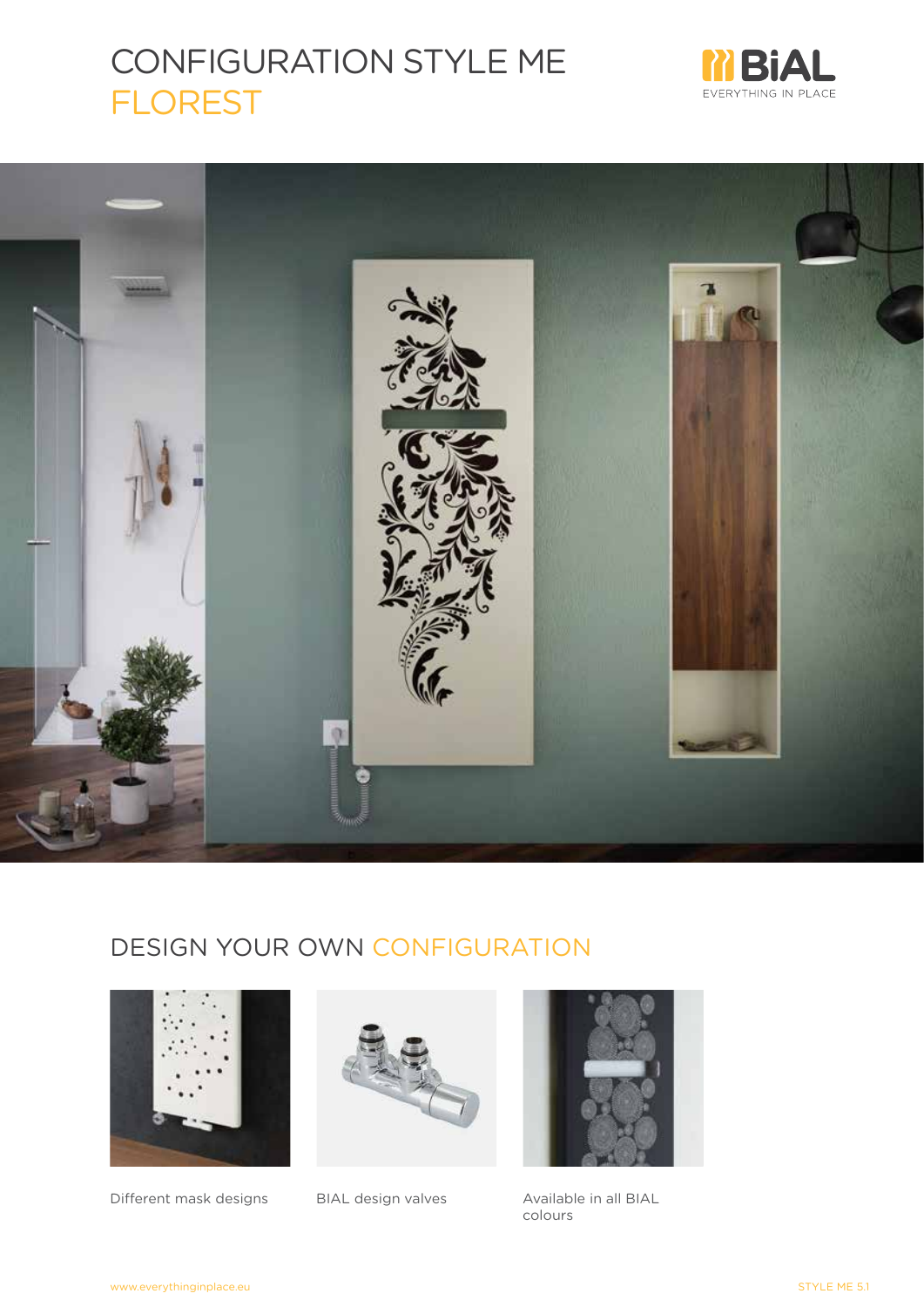# CONFIGURATION STYLE ME FLOREST

## DESIGN YOUR OWN CONFIGURATION

Different mask designs

BIAL design valves

Available in all BIAL colours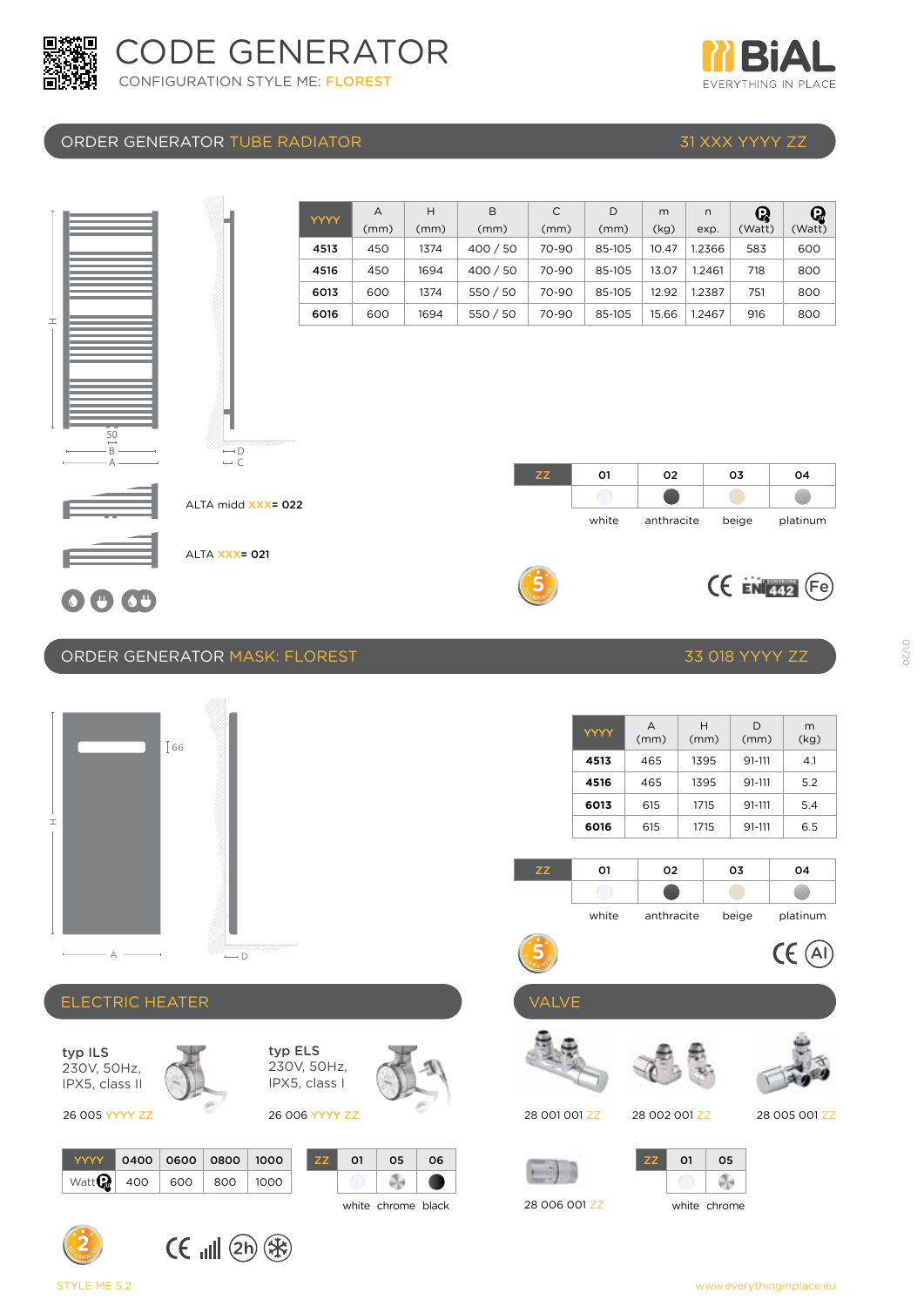# CODE GENERATOR

CONFIGURATION STYLE ME: FLOREST

BiAL EVERYTHING IN PLACE

## ORDER GENERATOR TUBE RADIATOR — 31 XXX YYYY ZZ

| YYYY | A (mm) | H (mm) | B (mm) | C (mm) | D (mm) | m (kg) | n exp. | (Watt) | (Watt) |
|---|---|---|---|---|---|---|---|---|---|
| 4513 | 450 | 1374 | 400 / 50 | 70-90 | 85-105 | 10.47 | 1.2366 | 583 | 600 |
| 4516 | 450 | 1694 | 400 / 50 | 70-90 | 85-105 | 13.07 | 1.2461 | 718 | 800 |
| 6013 | 600 | 1374 | 550 / 50 | 70-90 | 85-105 | 12.92 | 1.2387 | 751 | 800 |
| 6016 | 600 | 1694 | 550 / 50 | 70-90 | 85-105 | 15.66 | 1.2467 | 916 | 800 |

ALTA midd XXX= 022

ALTA XXX= 021

| ZZ | 01 | 02 | 03 | 04 |
|---|---|---|---|---|
| | white | anthracite | beige | platinum |

## ORDER GENERATOR MASK: FLOREST — 33 018 YYYY ZZ

| YYYY | A (mm) | H (mm) | D (mm) | m (kg) |
|---|---|---|---|---|
| 4513 | 465 | 1395 | 91-111 | 4.1 |
| 4516 | 465 | 1395 | 91-111 | 5.2 |
| 6013 | 615 | 1715 | 91-111 | 5.4 |
| 6016 | 615 | 1715 | 91-111 | 6.5 |

| ZZ | 01 | 02 | 03 | 04 |
|---|---|---|---|---|
| | white | anthracite | beige | platinum |

## ELECTRIC HEATER

**typ ILS**
230V, 50Hz,
IPX5, class II

26 005 YYYY ZZ

**typ ELS**
230V, 50Hz,
IPX5, class I

26 006 YYYY ZZ

| YYYY | 0400 | 0600 | 0800 | 1000 |
|---|---|---|---|---|
| Watt | 400 | 600 | 800 | 1000 |

| ZZ | 01 | 05 | 06 |
|---|---|---|---|
| | white | chrome | black |

## VALVE

28 001 001 ZZ

28 002 001 ZZ

28 005 001 ZZ

28 006 001 ZZ

| ZZ | 01 | 05 |
|---|---|---|
| | white | chrome |

STYLE ME 5.2

www.everythinginplace.eu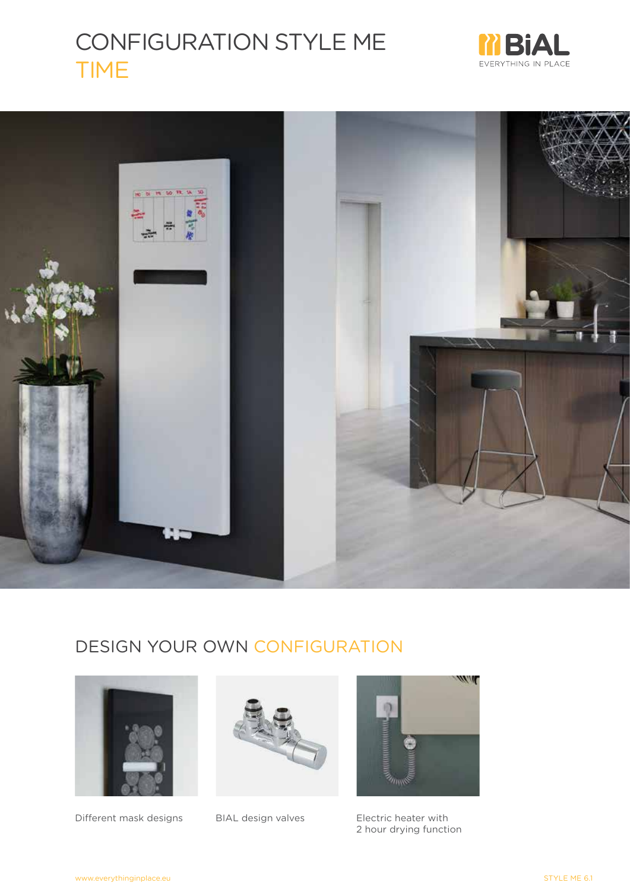# CONFIGURATION STYLE ME TIME

BiAL
EVERYTHING IN PLACE

## DESIGN YOUR OWN CONFIGURATION

Different mask designs

BIAL design valves

Electric heater with
2 hour drying function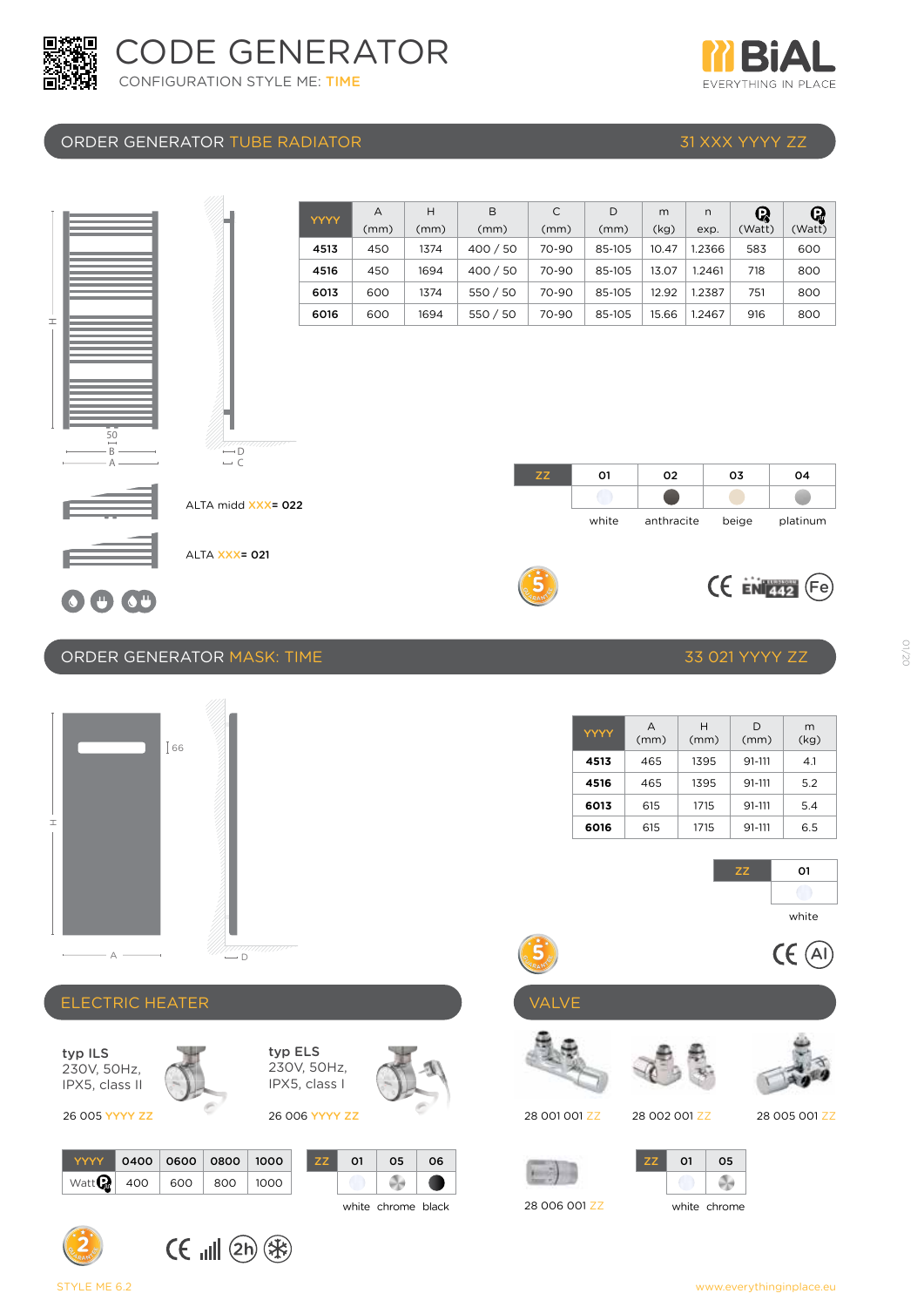# CODE GENERATOR

CONFIGURATION STYLE ME: TIME

BiAL
EVERYTHING IN PLACE

## ORDER GENERATOR TUBE RADIATOR — 31 XXX YYYY ZZ

| YYYY | A (mm) | H (mm) | B (mm) | C (mm) | D (mm) | m (kg) | n exp. | (Watt) | (Watt) |
|---|---|---|---|---|---|---|---|---|---|
| 4513 | 450 | 1374 | 400 / 50 | 70-90 | 85-105 | 10.47 | 1.2366 | 583 | 600 |
| 4516 | 450 | 1694 | 400 / 50 | 70-90 | 85-105 | 13.07 | 1.2461 | 718 | 800 |
| 6013 | 600 | 1374 | 550 / 50 | 70-90 | 85-105 | 12.92 | 1.2387 | 751 | 800 |
| 6016 | 600 | 1694 | 550 / 50 | 70-90 | 85-105 | 15.66 | 1.2467 | 916 | 800 |

H
50
B
A
D
C

ALTA midd XXX= 022

ALTA XXX= 021

| ZZ | 01 | 02 | 03 | 04 |
|---|---|---|---|---|
| | white | anthracite | beige | platinum |

5

CE EN 442 Fe

## ORDER GENERATOR MASK: TIME — 33 021 YYYY ZZ

| YYYY | A (mm) | H (mm) | D (mm) | m (kg) |
|---|---|---|---|---|
| 4513 | 465 | 1395 | 91-111 | 4.1 |
| 4516 | 465 | 1395 | 91-111 | 5.2 |
| 6013 | 615 | 1715 | 91-111 | 5.4 |
| 6016 | 615 | 1715 | 91-111 | 6.5 |

66
H
A
D

| ZZ | 01 |
|---|---|
| | white |

5

CE Al

## ELECTRIC HEATER

**typ ILS**
230V, 50Hz,
IPX5, class II

26 005 YYYY ZZ

**typ ELS**
230V, 50Hz,
IPX5, class I

26 006 YYYY ZZ

| YYYY | 0400 | 0600 | 0800 | 1000 |
|---|---|---|---|---|
| Watt | 400 | 600 | 800 | 1000 |

| ZZ | 01 | 05 | 06 |
|---|---|---|---|
| | white | chrome | black |

2

CE 2h

## VALVE

28 001 001 ZZ

28 002 001 ZZ

28 005 001 ZZ

28 006 001 ZZ

| ZZ | 01 | 05 |
|---|---|---|
| | white | chrome |

STYLE ME 6.2

www.everythinginplace.eu